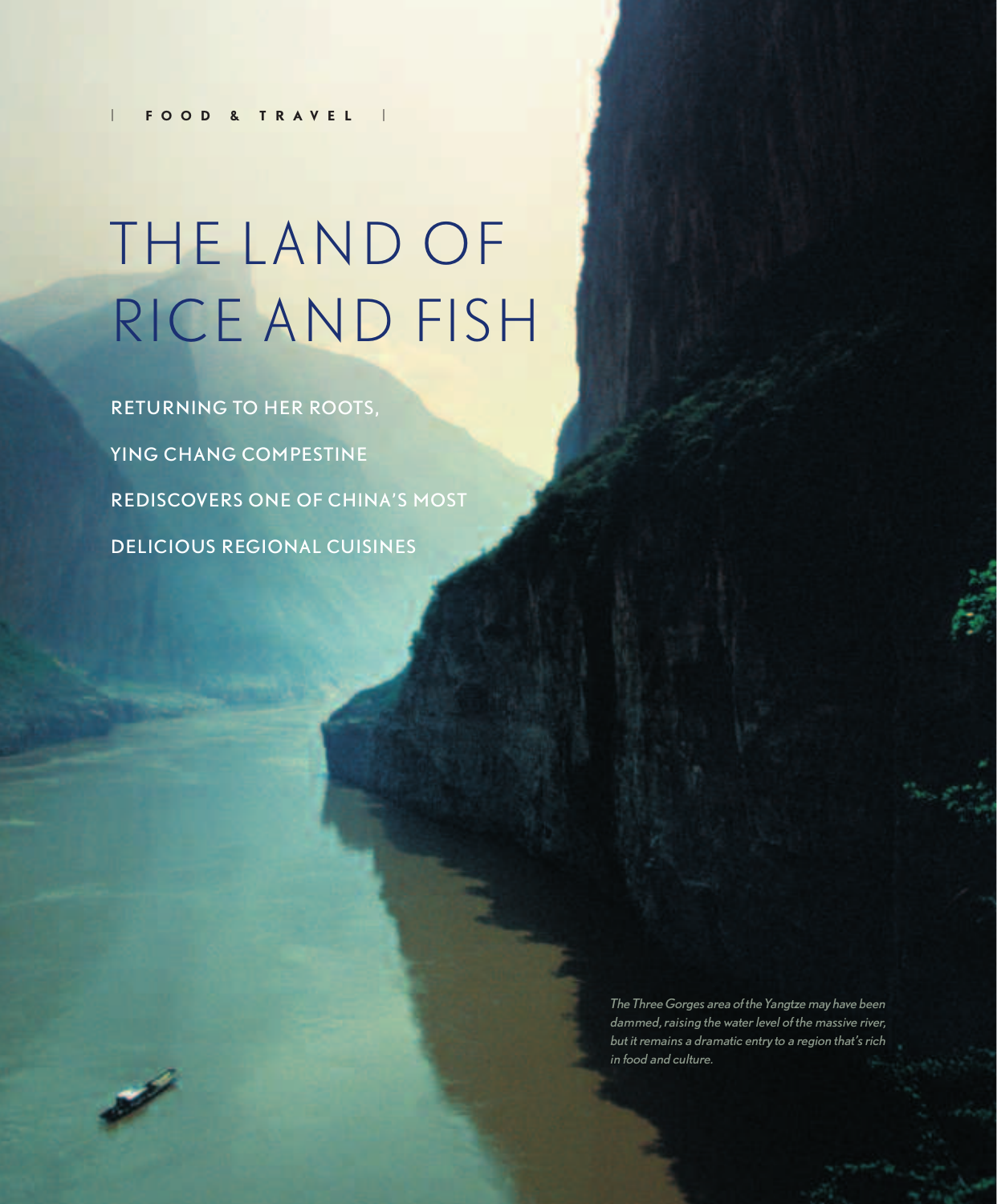FOOD & TRAVEL

# THE LAND OF RICE AND FISH

**RETURNING TO HER ROOTS, YING CHANG COMPESTINE REDISCOVERS ONE OF CHINA'S MOST DELICIOUS REGIONAL CUISINES**

*The Three Gorges area of the Yangtze may have been dammed, raising the water level of the massive river, but it remains a dramatic entry to a region that's rich in food and culture.*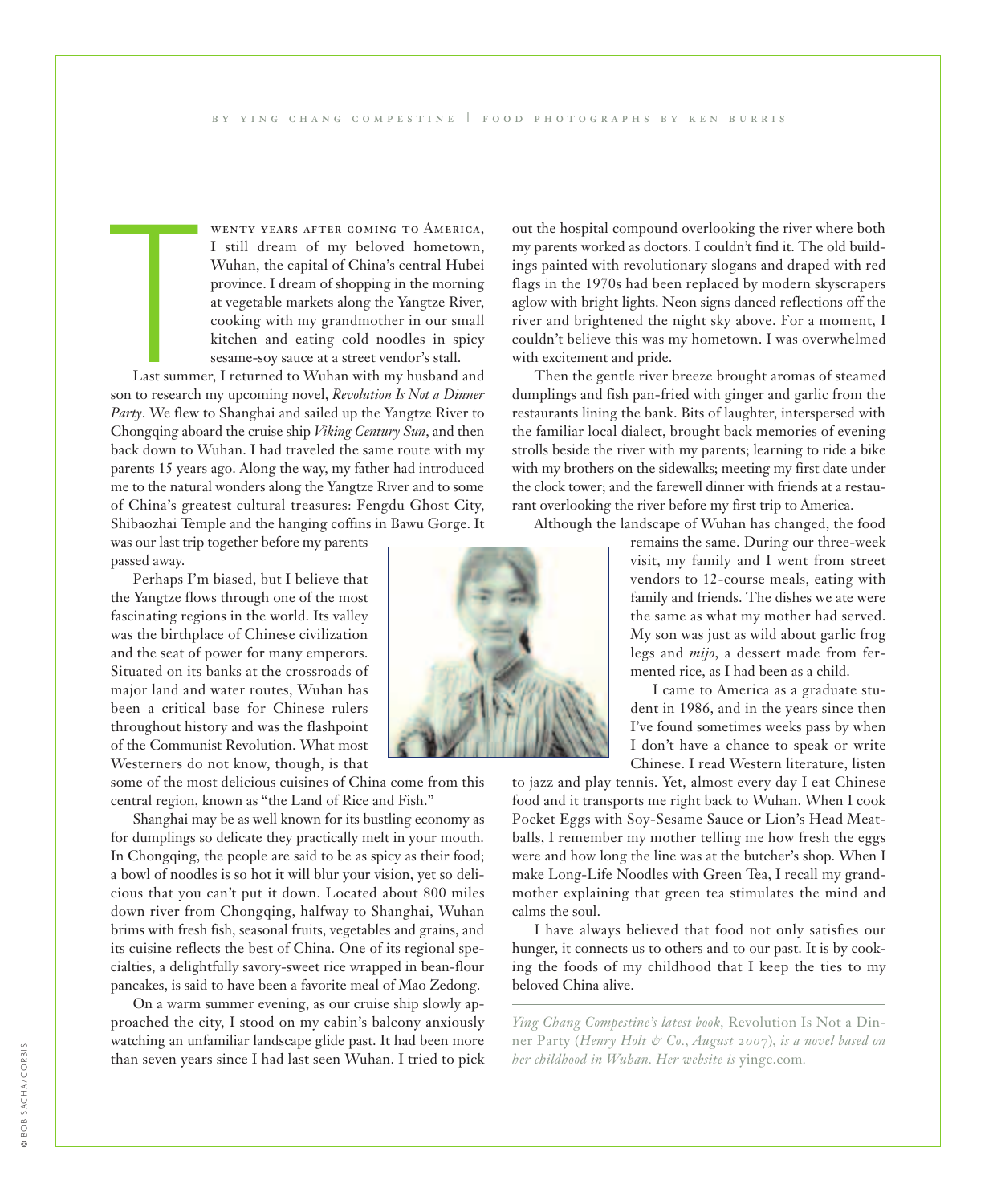BY YING CHANG COMPESTINE | FOOD PHOTOGRAPHS BY KEN BURRIS

Twenty years after coming to America, I still dream of my beloved hometown, Wuhan, the capital of China's central Hubei province. I dream of shopping in the morning at vegetable markets along the Yangtze River, cooking with my grandmother in our small kitchen and eating cold noodles in spicy sesame-soy sauce at a street vendor's stall.

Last summer, I returned to Wuhan with my husband and son to research my upcoming novel, *Revolution Is Not a Dinner Party*. We flew to Shanghai and sailed up the Yangtze River to Chongqing aboard the cruise ship *Viking Century Sun*, and then back down to Wuhan. I had traveled the same route with my parents 15 years ago. Along the way, my father had introduced me to the natural wonders along the Yangtze River and to some of China's greatest cultural treasures: Fengdu Ghost City, Shibaozhai Temple and the hanging coffins in Bawu Gorge. It was our last trip together before my parents passed away.

Perhaps I'm biased, but I believe that the Yangtze flows through one of the most fascinating regions in the world. Its valley was the birthplace of Chinese civilization and the seat of power for many emperors. Situated on its banks at the crossroads of major land and water routes, Wuhan has been a critical base for Chinese rulers throughout history and was the flashpoint of the Communist Revolution. What most Westerners do not know, though, is that some of the most delicious cuisines of China come from this central region, known as "the Land of Rice and Fish."

Shanghai may be as well known for its bustling economy as for dumplings so delicate they practically melt in your mouth. In Chongqing, the people are said to be as spicy as their food; a bowl of noodles is so hot it will blur your vision, yet so delicious that you can't put it down. Located about 800 miles down river from Chongqing, halfway to Shanghai, Wuhan brims with fresh fish, seasonal fruits, vegetables and grains, and its cuisine reflects the best of China. One of its regional specialties, a delightfully savory-sweet rice wrapped in bean-flour pancakes, is said to have been a favorite meal of Mao Zedong.

On a warm summer evening, as our cruise ship slowly approached the city, I stood on my cabin's balcony anxiously watching an unfamiliar landscape glide past. It had been more than seven years since I had last seen Wuhan. I tried to pick out the hospital compound overlooking the river where both my parents worked as doctors. I couldn't find it. The old buildings painted with revolutionary slogans and draped with red flags in the 1970s had been replaced by modern skyscrapers aglow with bright lights. Neon signs danced reflections off the river and brightened the night sky above. For a moment, I couldn't believe this was my hometown. I was overwhelmed with excitement and pride.

Then the gentle river breeze brought aromas of steamed dumplings and fish pan-fried with ginger and garlic from the restaurants lining the bank. Bits of laughter, interspersed with the familiar local dialect, brought back memories of evening strolls beside the river with my parents; learning to ride a bike with my brothers on the sidewalks; meeting my first date under the clock tower; and the farewell dinner with friends at a restaurant overlooking the river before my first trip to America.

Although the landscape of Wuhan has changed, the food remains the same. During our three-week visit, my family and I went from street vendors to 12-course meals, eating with family and friends. The dishes we ate were the same as what my mother had served. My son was just as wild about garlic frog legs and *mijo*, a dessert made from fermented rice, as I had been as a child.

I came to America as a graduate student in 1986, and in the years since then I've found sometimes weeks pass by when I don't have a chance to speak or write Chinese. I read Western literature, listen to jazz and play tennis. Yet, almost every day I eat Chinese food and it transports me right back to Wuhan. When I cook Pocket Eggs with Soy-Sesame Sauce or Lion's Head Meatballs, I remember my mother telling me how fresh the eggs were and how long the line was at the butcher's shop. When I make Long-Life Noodles with Green Tea, I recall my grandmother explaining that green tea stimulates the mind and calms the soul.

I have always believed that food not only satisfies our hunger, it connects us to others and to our past. It is by cooking the foods of my childhood that I keep the ties to my beloved China alive.

---

*Ying Chang Compestine's latest book,* Revolution Is Not a Dinner Party *(Henry Holt & Co., August 2007), is a novel based on her childhood in Wuhan. Her website is* yingc.com.

© BOB SACHA/CORBIS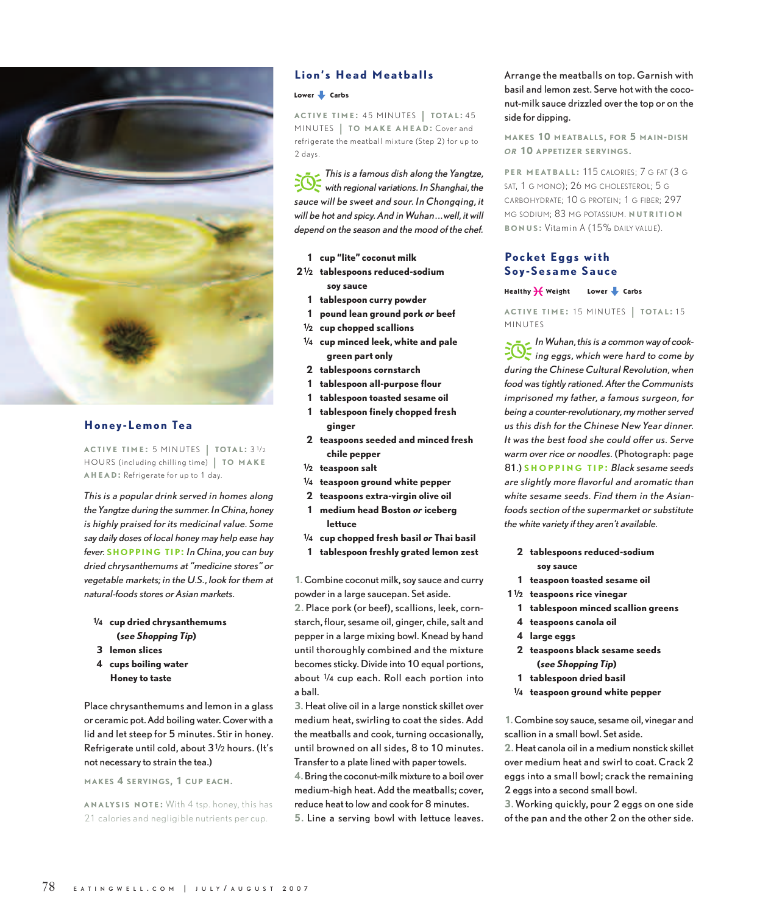## Honey-Lemon Tea

ACTIVE TIME: 5 MINUTES | TOTAL: 3½ HOURS (including chilling time) | TO MAKE AHEAD: Refrigerate for up to 1 day.

*This is a popular drink served in homes along the Yangtze during the summer. In China, honey is highly praised for its medicinal value. Some say daily doses of local honey may help ease hay fever.* **SHOPPING TIP:** *In China, you can buy dried chrysanthemums at "medicine stores" or vegetable markets; in the U.S., look for them at natural-foods stores or Asian markets.*

- **¼ cup dried chrysanthemums (*see Shopping Tip*)**
- **3 lemon slices**
- **4 cups boiling water**
- **Honey to taste**

Place chrysanthemums and lemon in a glass or ceramic pot. Add boiling water. Cover with a lid and let steep for 5 minutes. Stir in honey. Refrigerate until cold, about 3½ hours. (It's not necessary to strain the tea.)

MAKES 4 SERVINGS, 1 CUP EACH.

ANALYSIS NOTE: With 4 tsp. honey, this has 21 calories and negligible nutrients per cup.

## Lion's Head Meatballs

Lower Carbs

ACTIVE TIME: 45 MINUTES | TOTAL: 45 MINUTES | TO MAKE AHEAD: Cover and refrigerate the meatball mixture (Step 2) for up to 2 days.

*This is a famous dish along the Yangtze, with regional variations. In Shanghai, the sauce will be sweet and sour. In Chongqing, it will be hot and spicy. And in Wuhan…well, it will depend on the season and the mood of the chef.*

- **1 cup "lite" coconut milk**
- **2½ tablespoons reduced-sodium soy sauce**
- **1 tablespoon curry powder**
- **1 pound lean ground pork *or* beef**
- **½ cup chopped scallions**
- **¼ cup minced leek, white and pale green part only**
- **2 tablespoons cornstarch**
- **1 tablespoon all-purpose flour**
- **1 tablespoon toasted sesame oil**
- **1 tablespoon finely chopped fresh ginger**
- **2 teaspoons seeded and minced fresh chile pepper**
- **½ teaspoon salt**
- **¼ teaspoon ground white pepper**
- **2 teaspoons extra-virgin olive oil**
- **1 medium head Boston *or* iceberg lettuce**
- **¼ cup chopped fresh basil *or* Thai basil**
- **1 tablespoon freshly grated lemon zest**

1. Combine coconut milk, soy sauce and curry powder in a large saucepan. Set aside.
2. Place pork (or beef), scallions, leek, cornstarch, flour, sesame oil, ginger, chile, salt and pepper in a large mixing bowl. Knead by hand until thoroughly combined and the mixture becomes sticky. Divide into 10 equal portions, about ¼ cup each. Roll each portion into a ball.
3. Heat olive oil in a large nonstick skillet over medium heat, swirling to coat the sides. Add the meatballs and cook, turning occasionally, until browned on all sides, 8 to 10 minutes. Transfer to a plate lined with paper towels.
4. Bring the coconut-milk mixture to a boil over medium-high heat. Add the meatballs; cover, reduce heat to low and cook for 8 minutes.
5. Line a serving bowl with lettuce leaves. Arrange the meatballs on top. Garnish with basil and lemon zest. Serve hot with the coconut-milk sauce drizzled over the top or on the side for dipping.

MAKES 10 MEATBALLS, FOR 5 MAIN-DISH *OR* 10 APPETIZER SERVINGS.

PER MEATBALL: 115 CALORIES; 7 G FAT (3 G SAT, 1 G MONO); 26 MG CHOLESTEROL; 5 G CARBOHYDRATE; 10 G PROTEIN; 1 G FIBER; 297 MG SODIUM; 83 MG POTASSIUM. NUTRITION BONUS: Vitamin A (15% DAILY VALUE).

## Pocket Eggs with Soy-Sesame Sauce

Healthy Weight | Lower Carbs

ACTIVE TIME: 15 MINUTES | TOTAL: 15 MINUTES

*In Wuhan, this is a common way of cooking eggs, which were hard to come by during the Chinese Cultural Revolution, when food was tightly rationed. After the Communists imprisoned my father, a famous surgeon, for being a counter-revolutionary, my mother served us this dish for the Chinese New Year dinner. It was the best food she could offer us. Serve warm over rice or noodles.* (Photograph: page 81.) **SHOPPING TIP:** *Black sesame seeds are slightly more flavorful and aromatic than white sesame seeds. Find them in the Asian-foods section of the supermarket or substitute the white variety if they aren't available.*

- **2 tablespoons reduced-sodium soy sauce**
- **1 teaspoon toasted sesame oil**
- **1½ teaspoons rice vinegar**
- **1 tablespoon minced scallion greens**
- **4 teaspoons canola oil**
- **4 large eggs**
- **2 teaspoons black sesame seeds (*see Shopping Tip*)**
- **1 tablespoon dried basil**
- **¼ teaspoon ground white pepper**

1. Combine soy sauce, sesame oil, vinegar and scallion in a small bowl. Set aside.
2. Heat canola oil in a medium nonstick skillet over medium heat and swirl to coat. Crack 2 eggs into a small bowl; crack the remaining 2 eggs into a second small bowl.
3. Working quickly, pour 2 eggs on one side of the pan and the other 2 on the other side.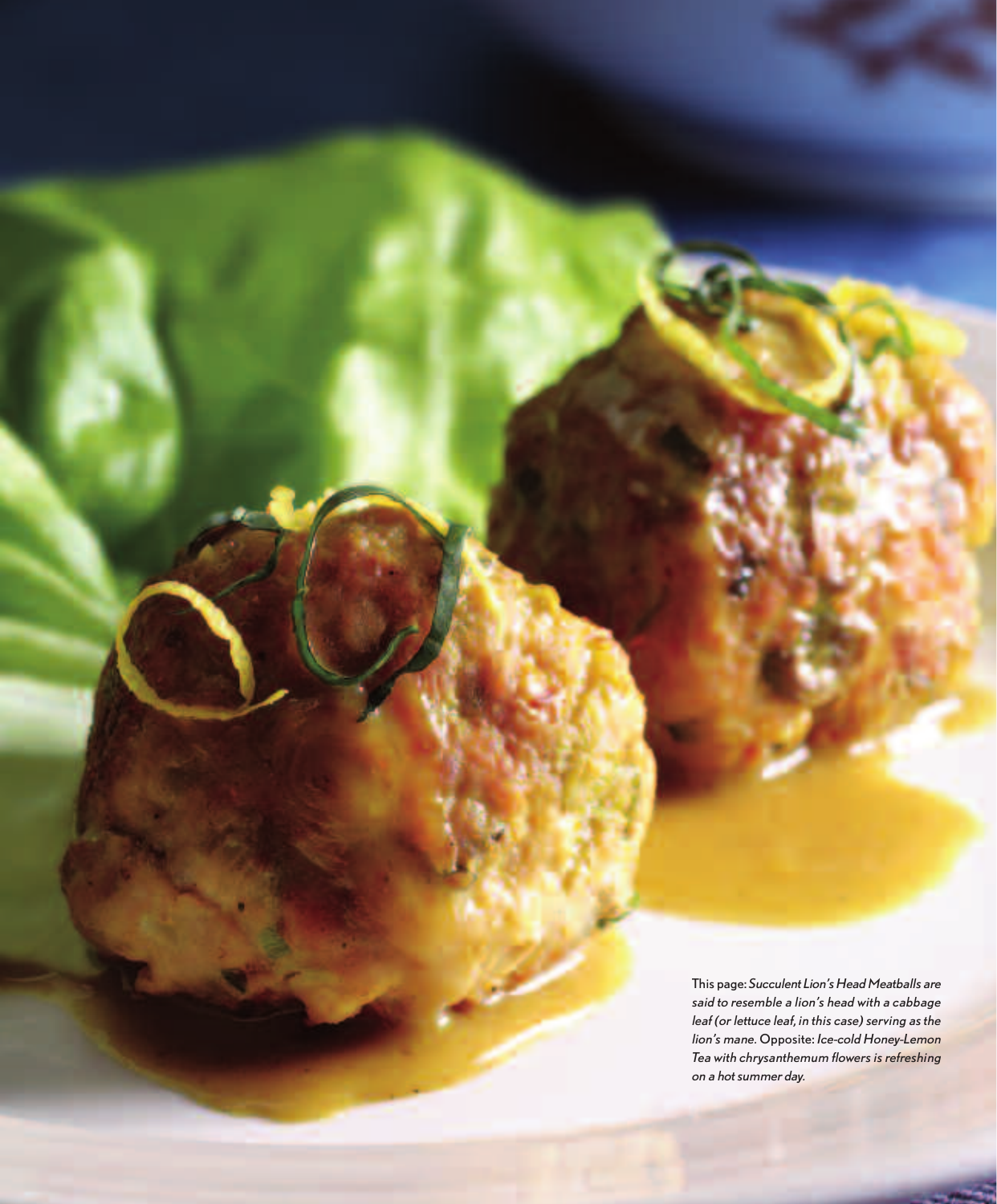This page: *Succulent Lion's Head Meatballs are said to resemble a lion's head with a cabbage leaf (or lettuce leaf, in this case) serving as the lion's mane.* Opposite: *Ice-cold Honey-Lemon Tea with chrysanthemum flowers is refreshing on a hot summer day.*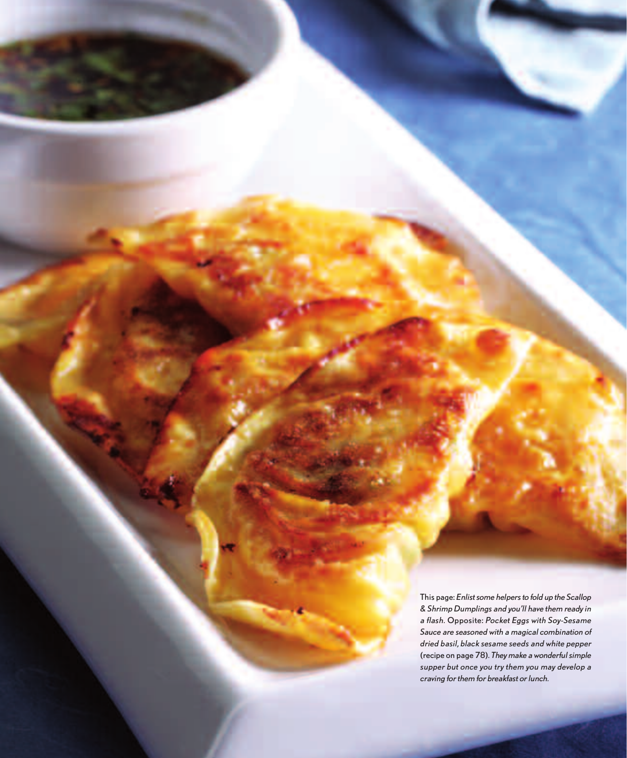This page: *Enlist some helpers to fold up the Scallop & Shrimp Dumplings and you'll have them ready in a flash.* Opposite: *Pocket Eggs with Soy-Sesame Sauce are seasoned with a magical combination of dried basil, black sesame seeds and white pepper* (recipe on page 78). *They make a wonderful simple supper but once you try them you may develop a craving for them for breakfast or lunch.*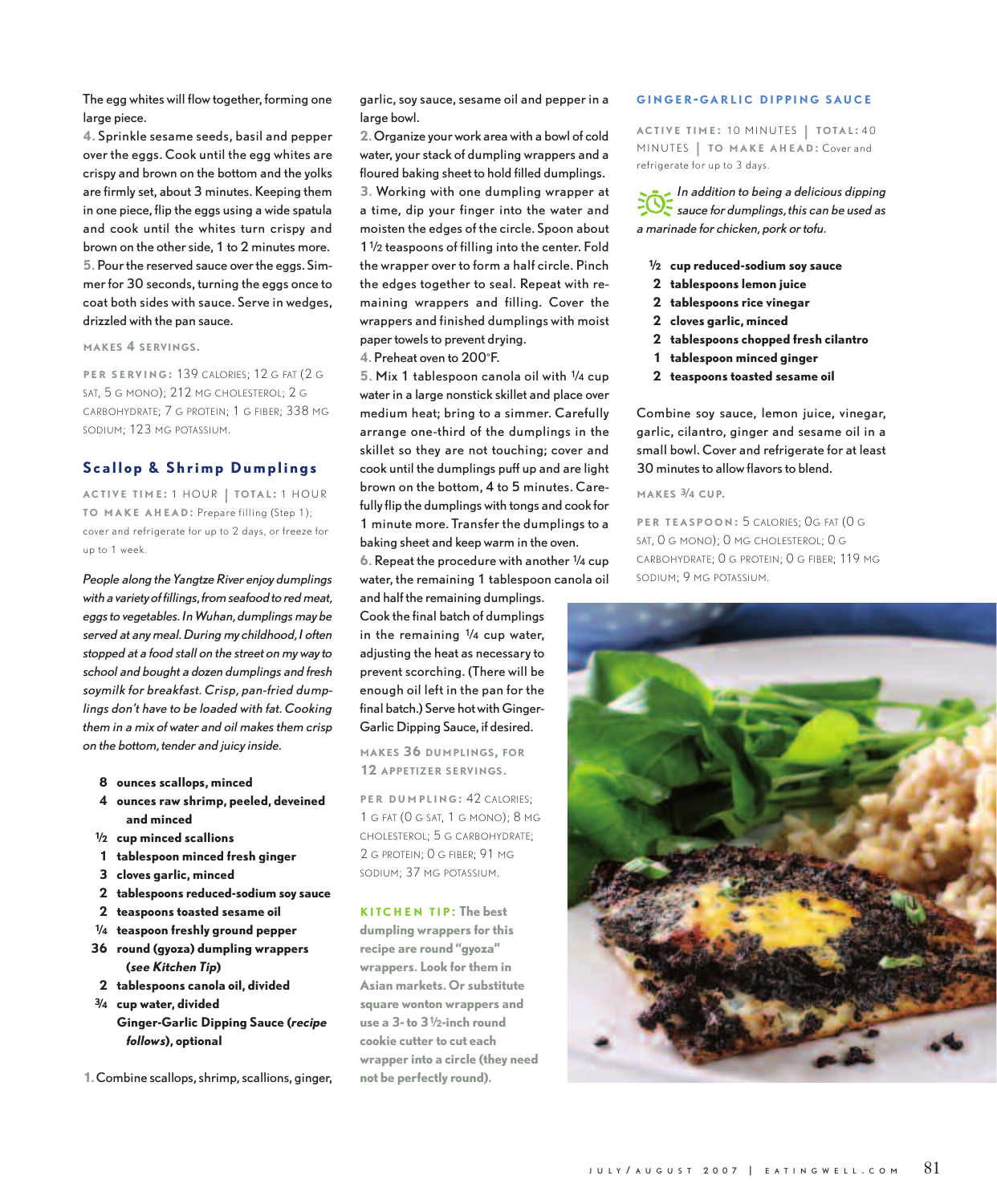The egg whites will flow together, forming one large piece.

4. Sprinkle sesame seeds, basil and pepper over the eggs. Cook until the egg whites are crispy and brown on the bottom and the yolks are firmly set, about 3 minutes. Keeping them in one piece, flip the eggs using a wide spatula and cook until the whites turn crispy and brown on the other side, 1 to 2 minutes more.

5. Pour the reserved sauce over the eggs. Simmer for 30 seconds, turning the eggs once to coat both sides with sauce. Serve in wedges, drizzled with the pan sauce.

MAKES 4 SERVINGS.

PER SERVING: 139 CALORIES; 12 G FAT (2 G SAT, 5 G MONO); 212 MG CHOLESTEROL; 2 G CARBOHYDRATE; 7 G PROTEIN; 1 G FIBER; 338 MG SODIUM; 123 MG POTASSIUM.

## Scallop & Shrimp Dumplings

ACTIVE TIME: 1 HOUR | TOTAL: 1 HOUR
TO MAKE AHEAD: Prepare filling (Step 1); cover and refrigerate for up to 2 days, or freeze for up to 1 week.

*People along the Yangtze River enjoy dumplings with a variety of fillings, from seafood to red meat, eggs to vegetables. In Wuhan, dumplings may be served at any meal. During my childhood, I often stopped at a food stall on the street on my way to school and bought a dozen dumplings and fresh soymilk for breakfast. Crisp, pan-fried dumplings don't have to be loaded with fat. Cooking them in a mix of water and oil makes them crisp on the bottom, tender and juicy inside.*

- **8 ounces scallops, minced**
- **4 ounces raw shrimp, peeled, deveined and minced**
- **½ cup minced scallions**
- **1 tablespoon minced fresh ginger**
- **3 cloves garlic, minced**
- **2 tablespoons reduced-sodium soy sauce**
- **2 teaspoons toasted sesame oil**
- **¼ teaspoon freshly ground pepper**
- **36 round (gyoza) dumpling wrappers (*see Kitchen Tip*)**
- **2 tablespoons canola oil, divided**
- **¾ cup water, divided**
- **Ginger-Garlic Dipping Sauce (*recipe follows*), optional**

1. Combine scallops, shrimp, scallions, ginger, garlic, soy sauce, sesame oil and pepper in a large bowl.

2. Organize your work area with a bowl of cold water, your stack of dumpling wrappers and a floured baking sheet to hold filled dumplings.

3. Working with one dumpling wrapper at a time, dip your finger into the water and moisten the edges of the circle. Spoon about 1½ teaspoons of filling into the center. Fold the wrapper over to form a half circle. Pinch the edges together to seal. Repeat with remaining wrappers and filling. Cover the wrappers and finished dumplings with moist paper towels to prevent drying.

4. Preheat oven to 200°F.

5. Mix 1 tablespoon canola oil with ¼ cup water in a large nonstick skillet and place over medium heat; bring to a simmer. Carefully arrange one-third of the dumplings in the skillet so they are not touching; cover and cook until the dumplings puff up and are light brown on the bottom, 4 to 5 minutes. Carefully flip the dumplings with tongs and cook for 1 minute more. Transfer the dumplings to a baking sheet and keep warm in the oven.

6. Repeat the procedure with another ¼ cup water, the remaining 1 tablespoon canola oil and half the remaining dumplings. Cook the final batch of dumplings in the remaining ¼ cup water, adjusting the heat as necessary to prevent scorching. (There will be enough oil left in the pan for the final batch.) Serve hot with Ginger-Garlic Dipping Sauce, if desired.

MAKES 36 DUMPLINGS, FOR 12 APPETIZER SERVINGS.

PER DUMPLING: 42 CALORIES; 1 G FAT (0 G SAT, 1 G MONO); 8 MG CHOLESTEROL; 5 G CARBOHYDRATE; 2 G PROTEIN; 0 G FIBER; 91 MG SODIUM; 37 MG POTASSIUM.

**KITCHEN TIP: The best dumpling wrappers for this recipe are round "gyoza" wrappers. Look for them in Asian markets. Or substitute square wonton wrappers and use a 3- to 3½-inch round cookie cutter to cut each wrapper into a circle (they need not be perfectly round).**

## GINGER-GARLIC DIPPING SAUCE

ACTIVE TIME: 10 MINUTES | TOTAL: 40 MINUTES | TO MAKE AHEAD: Cover and refrigerate for up to 3 days.

*In addition to being a delicious dipping sauce for dumplings, this can be used as a marinade for chicken, pork or tofu.*

- **½ cup reduced-sodium soy sauce**
- **2 tablespoons lemon juice**
- **2 tablespoons rice vinegar**
- **2 cloves garlic, minced**
- **2 tablespoons chopped fresh cilantro**
- **1 tablespoon minced ginger**
- **2 teaspoons toasted sesame oil**

Combine soy sauce, lemon juice, vinegar, garlic, cilantro, ginger and sesame oil in a small bowl. Cover and refrigerate for at least 30 minutes to allow flavors to blend.

MAKES ¾ CUP.

PER TEASPOON: 5 CALORIES; 0G FAT (0 G SAT, 0 G MONO); 0 MG CHOLESTEROL; 0 G CARBOHYDRATE; 0 G PROTEIN; 0 G FIBER; 119 MG SODIUM; 9 MG POTASSIUM.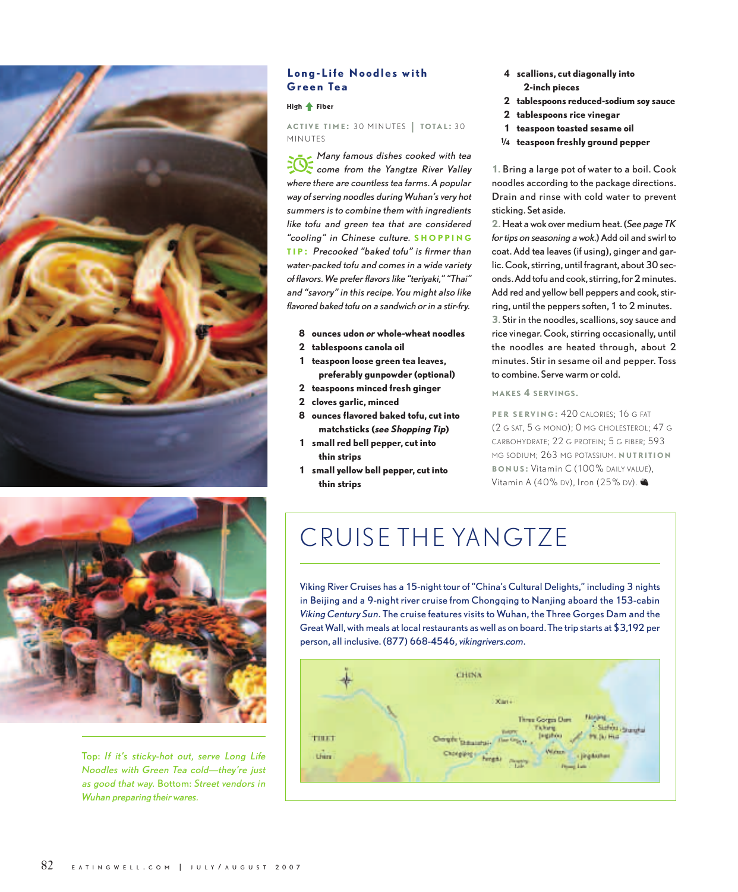## Long-Life Noodles with Green Tea

High Fiber

**ACTIVE TIME:** 30 MINUTES | **TOTAL:** 30 MINUTES

*Many famous dishes cooked with tea come from the Yangtze River Valley where there are countless tea farms. A popular way of serving noodles during Wuhan's very hot summers is to combine them with ingredients like tofu and green tea that are considered "cooling" in Chinese culture.* **SHOPPING TIP:** *Precooked "baked tofu" is firmer than water-packed tofu and comes in a wide variety of flavors. We prefer flavors like "teriyaki," "Thai" and "savory" in this recipe. You might also like flavored baked tofu on a sandwich or in a stir-fry.*

- **8 ounces udon *or* whole-wheat noodles**
- **2 tablespoons canola oil**
- **1 teaspoon loose green tea leaves, preferably gunpowder (optional)**
- **2 teaspoons minced fresh ginger**
- **2 cloves garlic, minced**
- **8 ounces flavored baked tofu, cut into matchsticks (*see Shopping Tip*)**
- **1 small red bell pepper, cut into thin strips**
- **1 small yellow bell pepper, cut into thin strips**
- **4 scallions, cut diagonally into 2-inch pieces**
- **2 tablespoons reduced-sodium soy sauce**
- **2 tablespoons rice vinegar**
- **1 teaspoon toasted sesame oil**
- **1/4 teaspoon freshly ground pepper**

1. Bring a large pot of water to a boil. Cook noodles according to the package directions. Drain and rinse with cold water to prevent sticking. Set aside.
2. Heat a wok over medium heat. (*See page TK for tips on seasoning a wok.*) Add oil and swirl to coat. Add tea leaves (if using), ginger and garlic. Cook, stirring, until fragrant, about 30 seconds. Add tofu and cook, stirring, for 2 minutes. Add red and yellow bell peppers and cook, stirring, until the peppers soften, 1 to 2 minutes.
3. Stir in the noodles, scallions, soy sauce and rice vinegar. Cook, stirring occasionally, until the noodles are heated through, about 2 minutes. Stir in sesame oil and pepper. Toss to combine. Serve warm or cold.

**MAKES 4 SERVINGS.**

**PER SERVING:** 420 CALORIES; 16 G FAT (2 G SAT, 5 G MONO); 0 MG CHOLESTEROL; 47 G CARBOHYDRATE; 22 G PROTEIN; 5 G FIBER; 593 MG SODIUM; 263 MG POTASSIUM. **NUTRITION BONUS:** Vitamin C (100% DAILY VALUE), Vitamin A (40% DV), Iron (25% DV).

Top: *If it's sticky-hot out, serve Long Life Noodles with Green Tea cold—they're just as good that way.* Bottom: *Street vendors in Wuhan preparing their wares.*

## CRUISE THE YANGTZE

Viking River Cruises has a 15-night tour of "China's Cultural Delights," including 3 nights in Beijing and a 9-night river cruise from Chongqing to Nanjing aboard the 153-cabin *Viking Century Sun*. The cruise features visits to Wuhan, the Three Gorges Dam and the Great Wall, with meals at local restaurants as well as on board. The trip starts at $3,192 per person, all inclusive. (877) 668-4546, *vikingrivers.com*.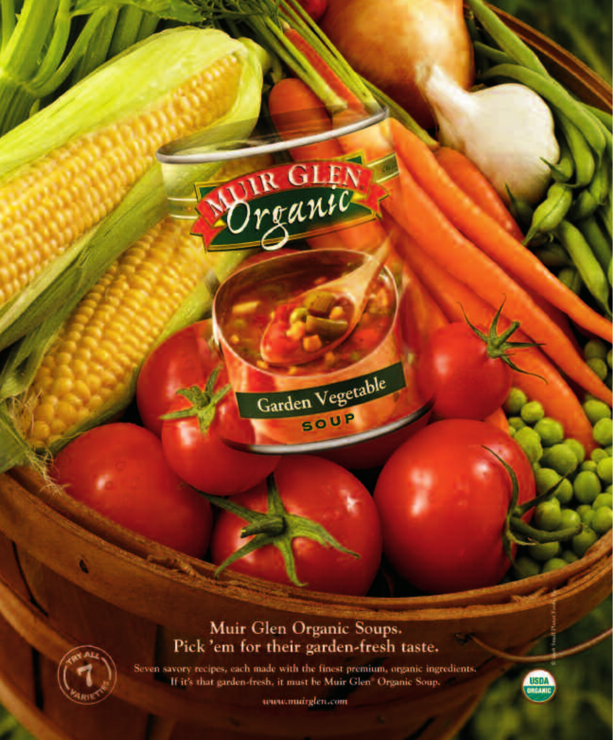Muir Glen Organic Soups.
Pick 'em for their garden-fresh taste.

Seven savory recipes, each made with the finest premium, organic ingredients.
If it's that garden-fresh, it must be Muir Glen® Organic Soup.

www.muirglen.com